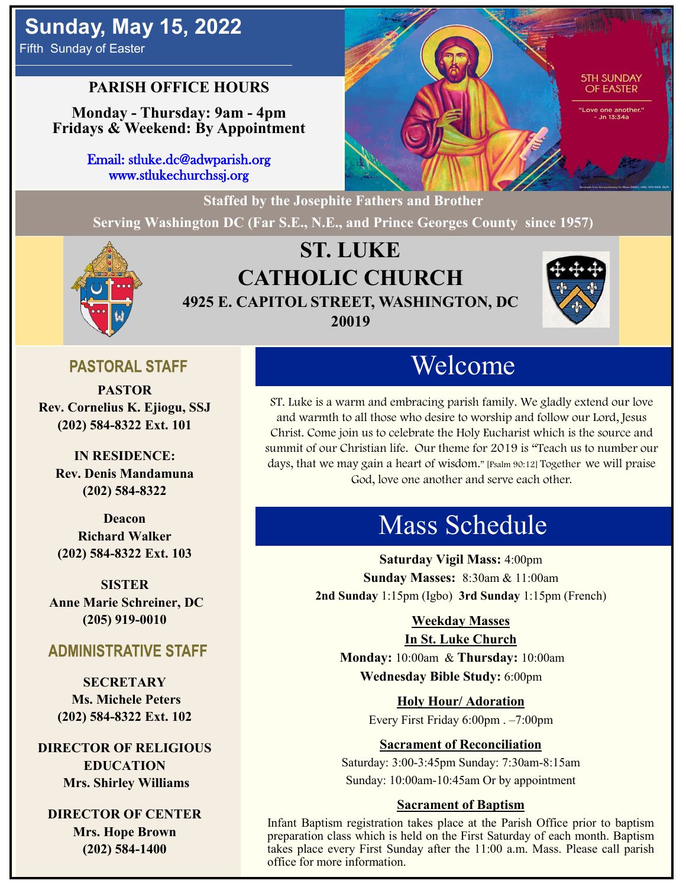# Sunday, May 15, 2022

Fifth Sunday of Easter

**PARISH OFFICE HOURS**

**Monday - Thursday: 9am - 4pm**
**Fridays & Weekend: By Appointment**

Email: stluke.dc@adwparish.org
www.stlukechurchssj.org

5TH SUNDAY OF EASTER

"Love one another." - Jn 13:34a

**Staffed by the Josephite Fathers and Brother**

**Serving Washington DC (Far S.E., N.E., and Prince Georges County since 1957)**

# ST. LUKE CATHOLIC CHURCH

**4925 E. CAPITOL STREET, WASHINGTON, DC 20019**

## PASTORAL STAFF

**PASTOR**
**Rev. Cornelius K. Ejiogu, SSJ**
**(202) 584-8322 Ext. 101**

**IN RESIDENCE:**
**Rev. Denis Mandamuna**
**(202) 584-8322**

**Deacon**
**Richard Walker**
**(202) 584-8322 Ext. 103**

**SISTER**
**Anne Marie Schreiner, DC**
**(205) 919-0010**

## ADMINISTRATIVE STAFF

**SECRETARY**
**Ms. Michele Peters**
**(202) 584-8322 Ext. 102**

**DIRECTOR OF RELIGIOUS EDUCATION**
**Mrs. Shirley Williams**

**DIRECTOR OF CENTER**
**Mrs. Hope Brown**
**(202) 584-1400**

## Welcome

ST. Luke is a warm and embracing parish family. We gladly extend our love and warmth to all those who desire to worship and follow our Lord, Jesus Christ. Come join us to celebrate the Holy Eucharist which is the source and summit of our Christian life. Our theme for 2019 is "Teach us to number our days, that we may gain a heart of wisdom." [Psalm 90:12] Together we will praise God, love one another and serve each other.

## Mass Schedule

**Saturday Vigil Mass:** 4:00pm
**Sunday Masses:** 8:30am & 11:00am
**2nd Sunday** 1:15pm (Igbo) **3rd Sunday** 1:15pm (French)

**Weekday Masses**
**In St. Luke Church**
**Monday:** 10:00am & **Thursday:** 10:00am
**Wednesday Bible Study:** 6:00pm

**Holy Hour/ Adoration**
Every First Friday 6:00pm . –7:00pm

**Sacrament of Reconciliation**
Saturday: 3:00-3:45pm Sunday: 7:30am-8:15am
Sunday: 10:00am-10:45am Or by appointment

**Sacrament of Baptism**
Infant Baptism registration takes place at the Parish Office prior to baptism preparation class which is held on the First Saturday of each month. Baptism takes place every First Sunday after the 11:00 a.m. Mass. Please call parish office for more information.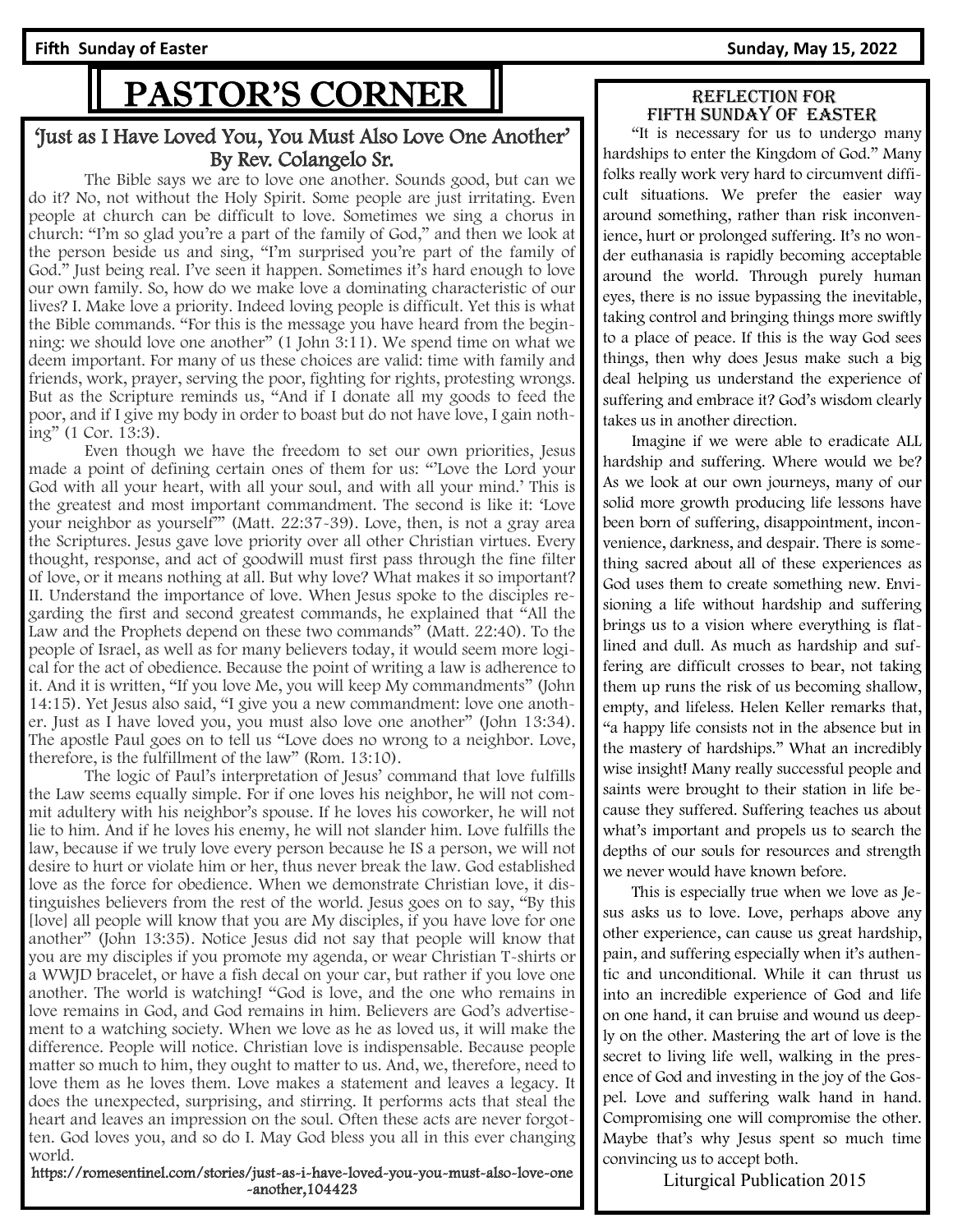**Fifth Sunday of Easter** **Sunday, May 15, 2022**

# PASTOR'S CORNER

## 'Just as I Have Loved You, You Must Also Love One Another'
### By Rev. Colangelo Sr.

The Bible says we are to love one another. Sounds good, but can we do it? No, not without the Holy Spirit. Some people are just irritating. Even people at church can be difficult to love. Sometimes we sing a chorus in church: "I'm so glad you're a part of the family of God," and then we look at the person beside us and sing, "I'm surprised you're part of the family of God." Just being real. I've seen it happen. Sometimes it's hard enough to love our own family. So, how do we make love a dominating characteristic of our lives? I. Make love a priority. Indeed loving people is difficult. Yet this is what the Bible commands. "For this is the message you have heard from the beginning: we should love one another" (1 John 3:11). We spend time on what we deem important. For many of us these choices are valid: time with family and friends, work, prayer, serving the poor, fighting for rights, protesting wrongs. But as the Scripture reminds us, "And if I donate all my goods to feed the poor, and if I give my body in order to boast but do not have love, I gain nothing" (1 Cor. 13:3).

Even though we have the freedom to set our own priorities, Jesus made a point of defining certain ones of them for us: "'Love the Lord your God with all your heart, with all your soul, and with all your mind.' This is the greatest and most important commandment. The second is like it: 'Love your neighbor as yourself'" (Matt. 22:37-39). Love, then, is not a gray area the Scriptures. Jesus gave love priority over all other Christian virtues. Every thought, response, and act of goodwill must first pass through the fine filter of love, or it means nothing at all. But why love? What makes it so important? II. Understand the importance of love. When Jesus spoke to the disciples regarding the first and second greatest commands, he explained that "All the Law and the Prophets depend on these two commands" (Matt. 22:40). To the people of Israel, as well as for many believers today, it would seem more logical for the act of obedience. Because the point of writing a law is adherence to it. And it is written, "If you love Me, you will keep My commandments" (John 14:15). Yet Jesus also said, "I give you a new commandment: love one another. Just as I have loved you, you must also love one another" (John 13:34). The apostle Paul goes on to tell us "Love does no wrong to a neighbor. Love, therefore, is the fulfillment of the law" (Rom. 13:10).

The logic of Paul's interpretation of Jesus' command that love fulfills the Law seems equally simple. For if one loves his neighbor, he will not commit adultery with his neighbor's spouse. If he loves his coworker, he will not lie to him. And if he loves his enemy, he will not slander him. Love fulfills the law, because if we truly love every person because he IS a person, we will not desire to hurt or violate him or her, thus never break the law. God established love as the force for obedience. When we demonstrate Christian love, it distinguishes believers from the rest of the world. Jesus goes on to say, "By this [love] all people will know that you are My disciples, if you have love for one another" (John 13:35). Notice Jesus did not say that people will know that you are my disciples if you promote my agenda, or wear Christian T-shirts or a WWJD bracelet, or have a fish decal on your car, but rather if you love one another. The world is watching! "God is love, and the one who remains in love remains in God, and God remains in him. Believers are God's advertisement to a watching society. When we love as he as loved us, it will make the difference. People will notice. Christian love is indispensable. Because people matter so much to him, they ought to matter to us. And, we, therefore, need to love them as he loves them. Love makes a statement and leaves a legacy. It does the unexpected, surprising, and stirring. It performs acts that steal the heart and leaves an impression on the soul. Often these acts are never forgotten. God loves you, and so do I. May God bless you all in this ever changing world.

https://romesentinel.com/stories/just-as-i-have-loved-you-you-must-also-love-one-another,104423

## Reflection for Fifth Sunday of Easter

"It is necessary for us to undergo many hardships to enter the Kingdom of God." Many folks really work very hard to circumvent difficult situations. We prefer the easier way around something, rather than risk inconvenience, hurt or prolonged suffering. It's no wonder euthanasia is rapidly becoming acceptable around the world. Through purely human eyes, there is no issue bypassing the inevitable, taking control and bringing things more swiftly to a place of peace. If this is the way God sees things, then why does Jesus make such a big deal helping us understand the experience of suffering and embrace it? God's wisdom clearly takes us in another direction.

Imagine if we were able to eradicate ALL hardship and suffering. Where would we be? As we look at our own journeys, many of our solid more growth producing life lessons have been born of suffering, disappointment, inconvenience, darkness, and despair. There is something sacred about all of these experiences as God uses them to create something new. Envisioning a life without hardship and suffering brings us to a vision where everything is flatlined and dull. As much as hardship and suffering are difficult crosses to bear, not taking them up runs the risk of us becoming shallow, empty, and lifeless. Helen Keller remarks that, "a happy life consists not in the absence but in the mastery of hardships." What an incredibly wise insight! Many really successful people and saints were brought to their station in life because they suffered. Suffering teaches us about what's important and propels us to search the depths of our souls for resources and strength we never would have known before.

This is especially true when we love as Jesus asks us to love. Love, perhaps above any other experience, can cause us great hardship, pain, and suffering especially when it's authentic and unconditional. While it can thrust us into an incredible experience of God and life on one hand, it can bruise and wound us deeply on the other. Mastering the art of love is the secret to living life well, walking in the presence of God and investing in the joy of the Gospel. Love and suffering walk hand in hand. Compromising one will compromise the other. Maybe that's why Jesus spent so much time convincing us to accept both.

Liturgical Publication 2015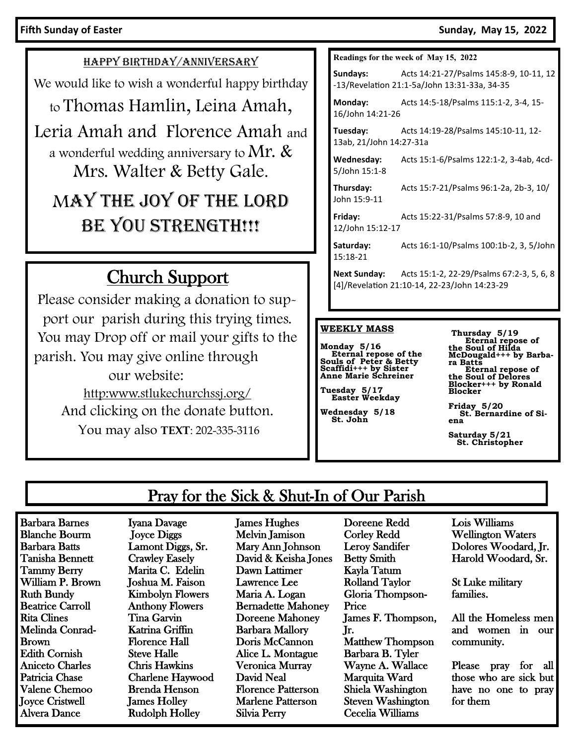**Fifth Sunday of Easter** **Sunday, May 15, 2022**

## HAPPY BIRTHDAY/ANNIVERSARY

We would like to wish a wonderful happy birthday to Thomas Hamlin, Leina Amah, Leria Amah and Florence Amah and a wonderful wedding anniversary to Mr. & Mrs. Walter & Betty Gale.

MAY THE JOY OF THE LORD BE YOU STRENGTH!!!

## Church Support

Please consider making a donation to support our parish during this trying times. You may Drop off or mail your gifts to the parish. You may give online through our website:

http:www.stlukechurchssj.org/

And clicking on the donate button.

You may also **TEXT**: 202-335-3116

**Readings for the week of May 15, 2022**

**Sundays:** Acts 14:21-27/Psalms 145:8-9, 10-11, 12-13/Revelation 21:1-5a/John 13:31-33a, 34-35

**Monday:** Acts 14:5-18/Psalms 115:1-2, 3-4, 15-16/John 14:21-26

**Tuesday:** Acts 14:19-28/Psalms 145:10-11, 12-13ab, 21/John 14:27-31a

**Wednesday:** Acts 15:1-6/Psalms 122:1-2, 3-4ab, 4cd-5/John 15:1-8

**Thursday:** Acts 15:7-21/Psalms 96:1-2a, 2b-3, 10/John 15:9-11

**Friday:** Acts 15:22-31/Psalms 57:8-9, 10 and 12/John 15:12-17

**Saturday:** Acts 16:1-10/Psalms 100:1b-2, 3, 5/John 15:18-21

**Next Sunday:** Acts 15:1-2, 22-29/Psalms 67:2-3, 5, 6, 8 [4]/Revelation 21:10-14, 22-23/John 14:23-29

**WEEKLY MASS**

**Monday 5/16**
Eternal repose of the Souls of Peter & Betty Scaffidi+++ by Sister Anne Marie Schreiner

**Tuesday 5/17**
Easter Weekday

**Wednesday 5/18**
St. John

**Thursday 5/19**
Eternal repose of the Soul of Hilda McDougald+++ by Barbara Batts
Eternal repose of the Soul of Delores Blocker+++ by Ronald Blocker

**Friday 5/20**
St. Bernardine of Siena

**Saturday 5/21**
St. Christopher

## Pray for the Sick & Shut-In of Our Parish

Barbara Barnes
Blanche Bourm
Barbara Batts
Tanisha Bennett
Tammy Berry
William P. Brown
Ruth Bundy
Beatrice Carroll
Rita Clines
Melinda Conrad-Brown
Edith Cornish
Aniceto Charles
Patricia Chase
Valene Chemoo
Joyce Cristwell
Alvera Dance
Iyana Davage
Joyce Diggs
Lamont Diggs, Sr.
Crawley Easely
Marita C. Edelin
Joshua M. Faison
Kimbolyn Flowers
Anthony Flowers
Tina Garvin
Katrina Griffin
Florence Hall
Steve Halle
Chris Hawkins
Charlene Haywood
Brenda Henson
James Holley
Rudolph Holley
James Hughes
Melvin Jamison
Mary Ann Johnson
David & Keisha Jones
Dawn Lattimer
Lawrence Lee
Maria A. Logan
Bernadette Mahoney
Doreene Mahoney
Barbara Mallory
Doris McCannon
Alice L. Montague
Veronica Murray
David Neal
Florence Patterson
Marlene Patterson
Silvia Perry
Doreene Redd
Corley Redd
Leroy Sandifer
Betty Smith
Kayla Tatum
Rolland Taylor
Gloria Thompson-Price
James F. Thompson, Jr.
Matthew Thompson
Barbara B. Tyler
Wayne A. Wallace
Marquita Ward
Shiela Washington
Steven Washington
Cecelia Williams
Lois Williams
Wellington Waters
Dolores Woodard, Jr.
Harold Woodard, Sr.

St Luke military families.

All the Homeless men and women in our community.

Please pray for all those who are sick but have no one to pray for them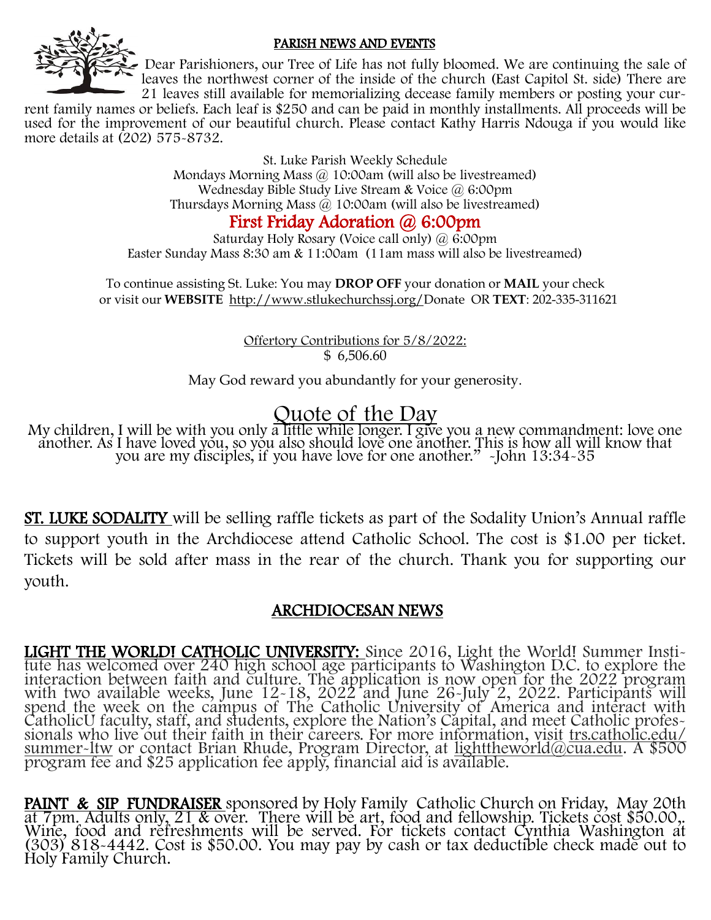## PARISH NEWS AND EVENTS

Dear Parishioners, our Tree of Life has not fully bloomed. We are continuing the sale of leaves the northwest corner of the inside of the church (East Capitol St. side) There are 21 leaves still available for memorializing decease family members or posting your current family names or beliefs. Each leaf is $250 and can be paid in monthly installments. All proceeds will be used for the improvement of our beautiful church. Please contact Kathy Harris Ndouga if you would like more details at (202) 575-8732.

St. Luke Parish Weekly Schedule
Mondays Morning Mass @ 10:00am (will also be livestreamed)
Wednesday Bible Study Live Stream & Voice @ 6:00pm
Thursdays Morning Mass @ 10:00am (will also be livestreamed)

**First Friday Adoration @ 6:00pm**

Saturday Holy Rosary (Voice call only) @ 6:00pm
Easter Sunday Mass 8:30 am & 11:00am (11am mass will also be livestreamed)

To continue assisting St. Luke: You may **DROP OFF** your donation or **MAIL** your check or visit our **WEBSITE** http://www.stlukechurchssj.org/Donate OR **TEXT**: 202-335-311621

Offertory Contributions for 5/8/2022:
$ 6,506.60

May God reward you abundantly for your generosity.

## Quote of the Day

My children, I will be with you only a little while longer. I give you a new commandment: love one another. As I have loved you, so you also should love one another. This is how all will know that you are my disciples, if you have love for one another." -John 13:34-35

**ST. LUKE SODALITY** will be selling raffle tickets as part of the Sodality Union's Annual raffle to support youth in the Archdiocese attend Catholic School. The cost is $1.00 per ticket. Tickets will be sold after mass in the rear of the church. Thank you for supporting our youth.

## ARCHDIOCESAN NEWS

**LIGHT THE WORLD! CATHOLIC UNIVERSITY:** Since 2016, Light the World! Summer Institute has welcomed over 240 high school age participants to Washington D.C. to explore the interaction between faith and culture. The application is now open for the 2022 program with two available weeks, June 12-18, 2022 and June 26-July 2, 2022. Participants will spend the week on the campus of The Catholic University of America and interact with CatholicU faculty, staff, and students, explore the Nation's Capital, and meet Catholic professionals who live out their faith in their careers. For more information, visit trs.catholic.edu/summer-ltw or contact Brian Rhude, Program Director, at lighttheworld@cua.edu. A $500 program fee and $25 application fee apply, financial aid is available.

**PAINT & SIP FUNDRAISER** sponsored by Holy Family Catholic Church on Friday, May 20th at 7pm. Adults only, 21 & over. There will be art, food and fellowship. Tickets cost $50.00,. Wine, food and refreshments will be served. For tickets contact Cynthia Washington at (303) 818-4442. Cost is $50.00. You may pay by cash or tax deductible check made out to Holy Family Church.